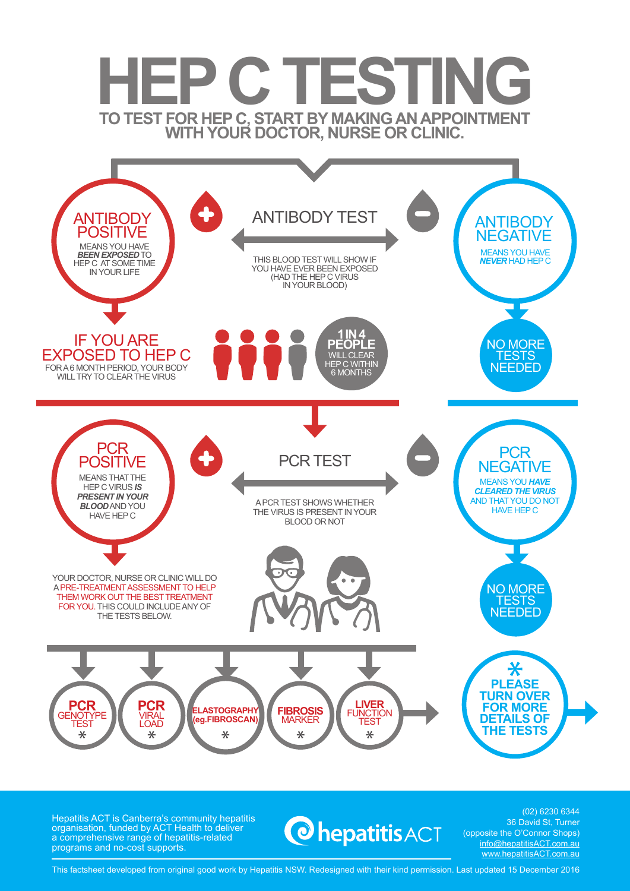# HEP C TESTING

**TO TEST FOR HEP C, START BY MAKING AN APPOINTMENT WITH YOUR DOCTOR, NURSE OR CLINIC.**

## ANTIBODY TEST

THIS BLOOD TEST WILL SHOW IF YOU HAVE EVER BEEN EXPOSED (HAD THE HEP C VIRUS IN YOUR BLOOD)

### ANTIBODY POSITIVE

MEANS YOU HAVE ***BEEN EXPOSED*** TO HEP C AT SOME TIME IN YOUR LIFE

### ANTIBODY NEGATIVE

MEANS YOU HAVE ***NEVER*** HAD HEP C

NO MORE TESTS NEEDED

### IF YOU ARE EXPOSED TO HEP C

FOR A 6 MONTH PERIOD, YOUR BODY WILL TRY TO CLEAR THE VIRUS

**1 IN 4 PEOPLE** WILL CLEAR HEP C WITHIN 6 MONTHS

## PCR TEST

A PCR TEST SHOWS WHETHER THE VIRUS IS PRESENT IN YOUR BLOOD OR NOT

### PCR POSITIVE

MEANS THAT THE HEP C VIRUS ***IS PRESENT IN YOUR BLOOD*** AND YOU HAVE HEP C

### PCR NEGATIVE

MEANS YOU ***HAVE CLEARED THE VIRUS*** AND THAT YOU DO NOT HAVE HEP C

NO MORE TESTS NEEDED

YOUR DOCTOR, NURSE OR CLINIC WILL DO A PRE-TREATMENT ASSESSMENT TO HELP THEM WORK OUT THE BEST TREATMENT FOR YOU. THIS COULD INCLUDE ANY OF THE TESTS BELOW.

- **PCR** GENOTYPE TEST *
- **PCR** VIRAL LOAD *
- **ELASTOGRAPHY (eg.FIBROSCAN)** *
- **FIBROSIS** MARKER *
- **LIVER** FUNCTION TEST *

**\* PLEASE TURN OVER FOR MORE DETAILS OF THE TESTS**

---

Hepatitis ACT is Canberra's community hepatitis organisation, funded by ACT Health to deliver a comprehensive range of hepatitis-related programs and no-cost supports.

hepatitis ACT

(02) 6230 6344
36 David St, Turner
(opposite the O'Connor Shops)
info@hepatitisACT.com.au
www.hepatitisACT.com.au

This factsheet developed from original good work by Hepatitis NSW. Redesigned with their kind permission. Last updated 15 December 2016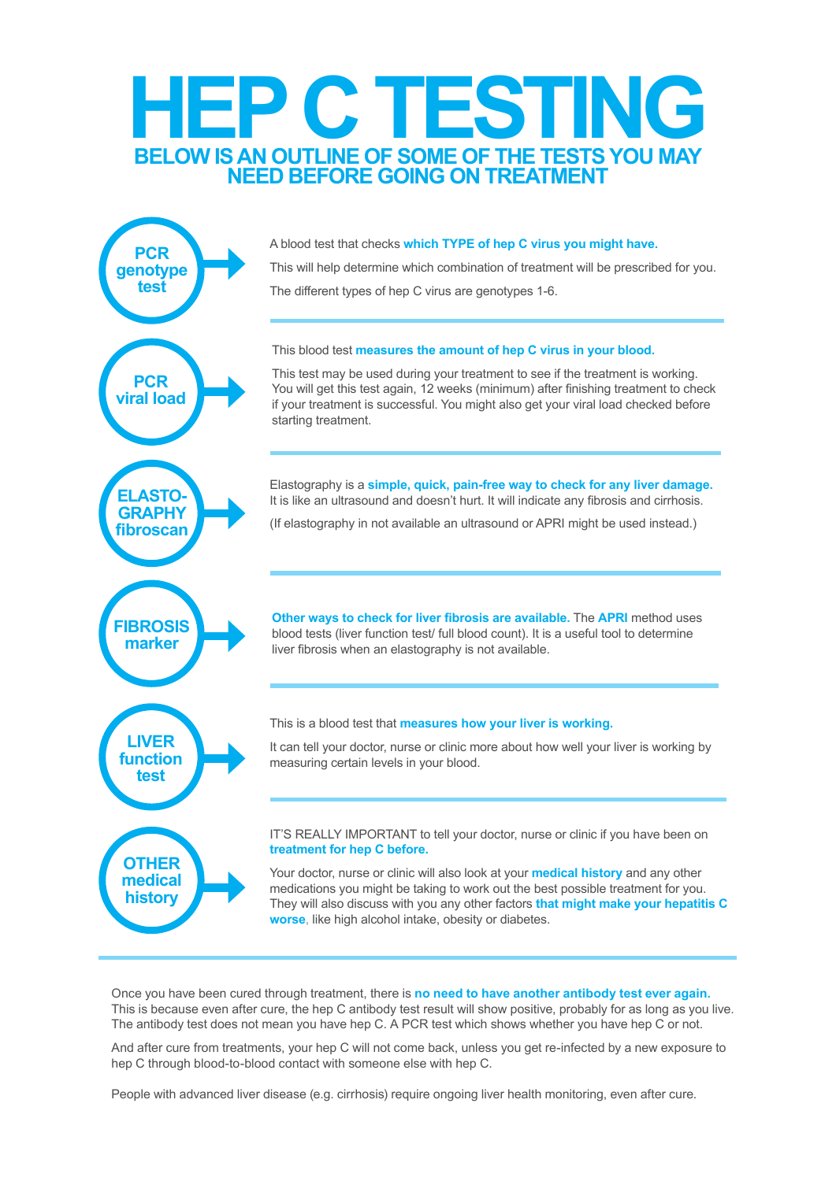# HEP C TESTING

## BELOW IS AN OUTLINE OF SOME OF THE TESTS YOU MAY NEED BEFORE GOING ON TREATMENT

### PCR genotype test

A blood test that checks **which TYPE of hep C virus you might have.**

This will help determine which combination of treatment will be prescribed for you.

The different types of hep C virus are genotypes 1-6.

### PCR viral load

This blood test **measures the amount of hep C virus in your blood.**

This test may be used during your treatment to see if the treatment is working. You will get this test again, 12 weeks (minimum) after finishing treatment to check if your treatment is successful. You might also get your viral load checked before starting treatment.

### ELASTOGRAPHY fibroscan

Elastography is a **simple, quick, pain-free way to check for any liver damage.** It is like an ultrasound and doesn't hurt. It will indicate any fibrosis and cirrhosis.

(If elastography in not available an ultrasound or APRI might be used instead.)

### FIBROSIS marker

**Other ways to check for liver fibrosis are available.** The **APRI** method uses blood tests (liver function test/ full blood count). It is a useful tool to determine liver fibrosis when an elastography is not available.

### LIVER function test

This is a blood test that **measures how your liver is working.**

It can tell your doctor, nurse or clinic more about how well your liver is working by measuring certain levels in your blood.

### OTHER medical history

IT'S REALLY IMPORTANT to tell your doctor, nurse or clinic if you have been on **treatment for hep C before.**

Your doctor, nurse or clinic will also look at your **medical history** and any other medications you might be taking to work out the best possible treatment for you. They will also discuss with you any other factors **that might make your hepatitis C worse**, like high alcohol intake, obesity or diabetes.

---

Once you have been cured through treatment, there is **no need to have another antibody test ever again.** This is because even after cure, the hep C antibody test result will show positive, probably for as long as you live. The antibody test does not mean you have hep C. A PCR test which shows whether you have hep C or not.

And after cure from treatments, your hep C will not come back, unless you get re-infected by a new exposure to hep C through blood-to-blood contact with someone else with hep C.

People with advanced liver disease (e.g. cirrhosis) require ongoing liver health monitoring, even after cure.